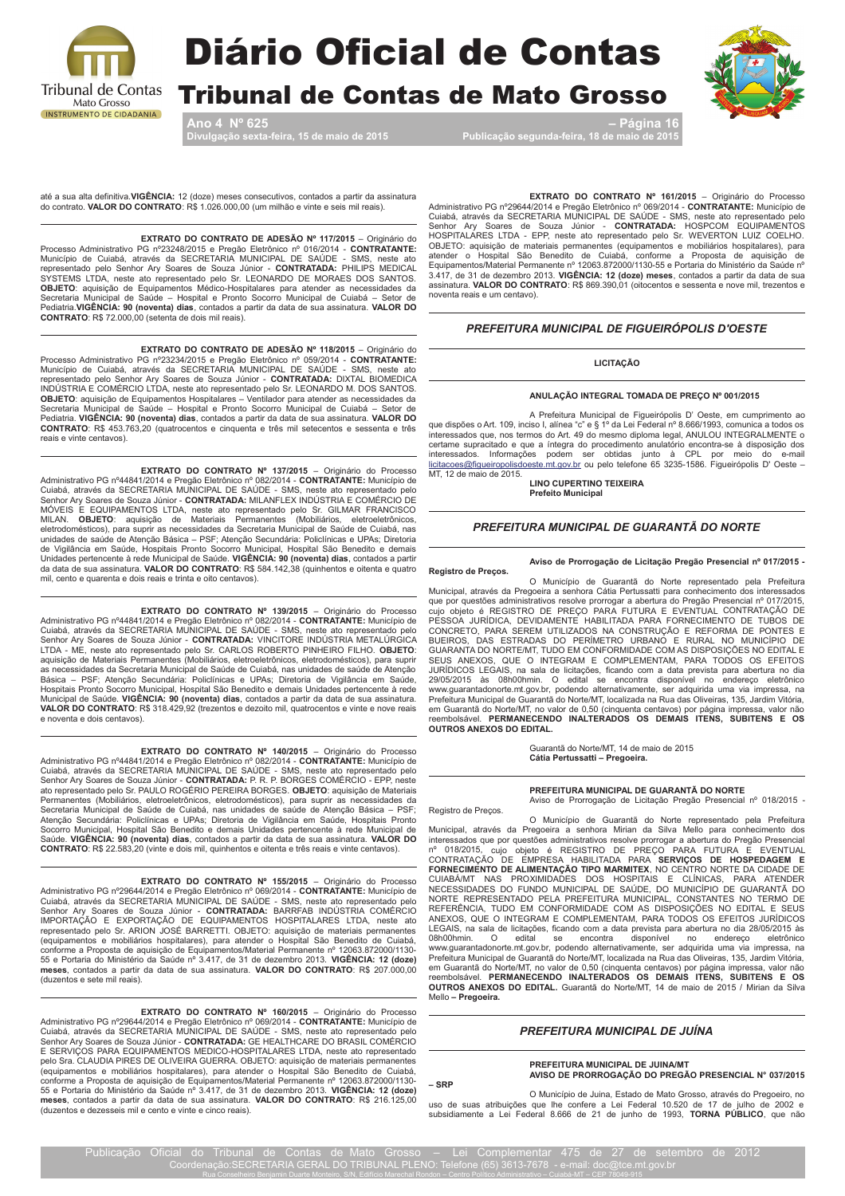até a sua alta definitiva. **VIGÊNCIA:** 12 (doze) meses consecutivos, contados a partir da assinatura do contrato. **VALOR DO CONTRATO**: R$ 1.026.000,00 (um milhão e vinte e seis mil reais).

---

**EXTRATO DO CONTRATO DE ADESÃO Nº 117/2015** – Originário do Processo Administrativo PG nº23248/2015 e Pregão Eletrônico nº 016/2014 - **CONTRATANTE:** Município de Cuiabá, através da SECRETARIA MUNICIPAL DE SAÚDE - SMS, neste ato representado pelo Senhor Ary Soares de Souza Júnior - **CONTRATADA:** PHILIPS MEDICAL SYSTEMS LTDA, neste ato representado pelo Sr. LEONARDO DE MORAES DOS SANTOS. **OBJETO**: aquisição de Equipamentos Médico-Hospitalares para atender as necessidades da Secretaria Municipal de Saúde – Hospital e Pronto Socorro Municipal de Cuiabá – Setor de Pediatria. **VIGÊNCIA: 90 (noventa) dias**, contados a partir da data de sua assinatura. **VALOR DO CONTRATO**: R$ 72.000,00 (setenta de dois mil reais).

---

**EXTRATO DO CONTRATO DE ADESÃO Nº 118/2015** – Originário do Processo Administrativo PG nº23234/2015 e Pregão Eletrônico nº 059/2014 - **CONTRATANTE:** Município de Cuiabá, através da SECRETARIA MUNICIPAL DE SAÚDE - SMS, neste ato representado pelo Senhor Ary Soares de Souza Júnior - **CONTRATADA:** DIXTAL BIOMEDICA INDÚSTRIA E COMÉRCIO LTDA, neste ato representado pelo Sr. LEONARDO M. DOS SANTOS. **OBJETO**: aquisição de Equipamentos Hospitalares – Ventilador para atender as necessidades da Secretaria Municipal de Saúde – Hospital e Pronto Socorro Municipal de Cuiabá – Setor de Pediatria. **VIGÊNCIA: 90 (noventa) dias**, contados a partir da data de sua assinatura. **VALOR DO CONTRATO**: R$ 453.763,20 (quatrocentos e cinquenta e três mil setecentos e sessenta e três reais e vinte centavos).

---

**EXTRATO DO CONTRATO Nº 137/2015** – Originário do Processo Administrativo PG nº44841/2014 e Pregão Eletrônico nº 082/2014 - **CONTRATANTE:** Município de Cuiabá, através da SECRETARIA MUNICIPAL DE SAÚDE - SMS, neste ato representado pelo Senhor Ary Soares de Souza Júnior - **CONTRATADA:** MILANFLEX INDÚSTRIA E COMÉRCIO DE MÓVEIS E EQUIPAMENTOS LTDA, neste ato representado pelo Sr. GILMAR FRANCISCO MILAN. **OBJETO**: aquisição de Materiais Permanentes (Mobiliários, eletroeletrônicos, eletrodomésticos), para suprir as necessidades da Secretaria Municipal de Saúde de Cuiabá, nas unidades de saúde de Atenção Básica – PSF; Atenção Secundária: Policlínicas e UPAs; Diretoria de Vigilância em Saúde, Hospitais Pronto Socorro Municipal, Hospital São Benedito e demais Unidades pertencente à rede Municipal de Saúde. **VIGÊNCIA: 90 (noventa) dias**, contados a partir da data de sua assinatura. **VALOR DO CONTRATO**: R$ 584.142,38 (quinhentos e oitenta e quatro mil, cento e quarenta e dois reais e trinta e oito centavos).

---

**EXTRATO DO CONTRATO Nº 139/2015** – Originário do Processo Administrativo PG nº44841/2014 e Pregão Eletrônico nº 082/2014 - **CONTRATANTE:** Município de Cuiabá, através da SECRETARIA MUNICIPAL DE SAÚDE - SMS, neste ato representado pelo Senhor Ary Soares de Souza Júnior - **CONTRATADA:** VINCITORE INDÚSTRIA METALÚRGICA LTDA - ME, neste ato representado pelo Sr. CARLOS ROBERTO PINHEIRO FILHO. **OBJETO**: aquisição de Materiais Permanentes (Mobiliários, eletroeletrônicos, eletrodomésticos), para suprir as necessidades da Secretaria Municipal de Saúde de Cuiabá, nas unidades de saúde de Atenção Básica – PSF; Atenção Secundária: Policlínicas e UPAs; Diretoria de Vigilância em Saúde, Hospitais Pronto Socorro Municipal, Hospital São Benedito e demais Unidades pertencente à rede Municipal de Saúde. **VIGÊNCIA: 90 (noventa) dias**, contados a partir da data de sua assinatura. **VALOR DO CONTRATO**: R$ 318.429,92 (trezentos e dezoito mil, quatrocentos e vinte e nove reais e noventa e dois centavos).

---

**EXTRATO DO CONTRATO Nº 140/2015** – Originário do Processo Administrativo PG nº44841/2014 e Pregão Eletrônico nº 082/2014 - **CONTRATANTE:** Município de Cuiabá, através da SECRETARIA MUNICIPAL DE SAÚDE - SMS, neste ato representado pelo Senhor Ary Soares de Souza Júnior - **CONTRATADA:** P. R. P. BORGES COMÉRCIO - EPP, neste ato representado pelo Sr. PAULO ROGÉRIO PEREIRA BORGES. **OBJETO**: aquisição de Materiais Permanentes (Mobiliários, eletroeletrônicos, eletrodomésticos), para suprir as necessidades da Secretaria Municipal de Saúde de Cuiabá, nas unidades de saúde de Atenção Básica – PSF; Atenção Secundária: Policlínicas e UPAs; Diretoria de Vigilância em Saúde, Hospitais Pronto Socorro Municipal, Hospital São Benedito e demais Unidades pertencente à rede Municipal de Saúde. **VIGÊNCIA: 90 (noventa) dias**, contados a partir da data de sua assinatura. **VALOR DO CONTRATO**: R$ 22.583,20 (vinte e dois mil, quinhentos e oitenta e três reais e vinte centavos).

---

**EXTRATO DO CONTRATO Nº 155/2015** – Originário do Processo Administrativo PG nº29644/2014 e Pregão Eletrônico nº 069/2014 - **CONTRATANTE:** Município de Cuiabá, através da SECRETARIA MUNICIPAL DE SAÚDE - SMS, neste ato representado pelo Senhor Ary Soares de Souza Júnior - **CONTRATADA:** BARRFAB INDÚSTRIA COMÉRCIO IMPORTAÇÃO E EXPORTAÇÃO DE EQUIPAMENTOS HOSPITALARES LTDA, neste ato representado pelo Sr. ARION JOSÉ BARRETTI. OBJETO: aquisição de materiais permanentes (equipamentos e mobiliários hospitalares), para atender o Hospital São Benedito de Cuiabá, conforme a Proposta de aquisição de Equipamentos/Material Permanente nº 12063.872000/1130-55 e Portaria do Ministério da Saúde nº 3.417, de 31 de dezembro 2013. **VIGÊNCIA: 12 (doze) meses**, contados a partir da data de sua assinatura. **VALOR DO CONTRATO**: R$ 207.000,00 (duzentos e sete mil reais).

---

**EXTRATO DO CONTRATO Nº 160/2015** – Originário do Processo Administrativo PG nº29644/2014 e Pregão Eletrônico nº 069/2014 - **CONTRATANTE:** Município de Cuiabá, através da SECRETARIA MUNICIPAL DE SAÚDE - SMS, neste ato representado pelo Senhor Ary Soares de Souza Júnior - **CONTRATADA:** GE HEALTHCARE DO BRASIL COMÉRCIO E SERVIÇOS PARA EQUIPAMENTOS MEDICO-HOSPITALARES LTDA, neste ato representado pela Sra. CLAUDIA PIRES DE OLIVEIRA GUERRA. OBJETO: aquisição de materiais permanentes (equipamentos e mobiliários hospitalares), para atender o Hospital São Benedito de Cuiabá, conforme a Proposta de aquisição de Equipamentos/Material Permanente nº 12063.872000/1130-55 e Portaria do Ministério da Saúde nº 3.417, de 31 de dezembro 2013. **VIGÊNCIA: 12 (doze) meses**, contados a partir da data de sua assinatura. **VALOR DO CONTRATO**: R$ 216.125,00 (duzentos e dezesseis mil e cento e vinte e cinco reais).

---

**EXTRATO DO CONTRATO Nº 161/2015** – Originário do Processo Administrativo PG nº29644/2014 e Pregão Eletrônico nº 069/2014 - **CONTRATANTE:** Município de Cuiabá, através da SECRETARIA MUNICIPAL DE SAÚDE - SMS, neste ato representado pelo Senhor Ary Soares de Souza Júnior - **CONTRATADA:** HOSPCOM EQUIPAMENTOS HOSPITALARES LTDA - EPP, neste ato representado pelo Sr. WEVERTON LUIZ COELHO. OBJETO: aquisição de materiais permanentes (equipamentos e mobiliários hospitalares), para atender o Hospital São Benedito de Cuiabá, conforme a Proposta de aquisição de Equipamentos/Material Permanente nº 12063.872000/1130-55 e Portaria do Ministério da Saúde nº 3.417, de 31 de dezembro 2013. **VIGÊNCIA: 12 (doze) meses**, contados a partir da data de sua assinatura. **VALOR DO CONTRATO**: R$ 869.390,01 (oitocentos e sessenta e nove mil, trezentos e noventa reais e um centavo).

---

## *PREFEITURA MUNICIPAL DE FIGUEIRÓPOLIS D'OESTE*

### LICITAÇÃO

**ANULAÇÃO INTEGRAL TOMADA DE PREÇO Nº 001/2015**

A Prefeitura Municipal de Figueirópolis D' Oeste, em cumprimento ao que dispões o Art. 109, inciso I, alínea "c" e § 1º da Lei Federal nº 8.666/1993, comunica a todos os interessados que, nos termos do Art. 49 do mesmo diploma legal, ANULOU INTEGRALMENTE o certame supracitado e que a íntegra do procedimento anulatório encontra-se à disposição dos interessados. Informações podem ser obtidas junto à CPL por meio do e-mail licitacoes@figueiropolisdoeste.mt.gov.br ou pelo telefone 65 3235-1586. Figueirópolis D' Oeste – MT, 12 de maio de 2015.

**LINO CUPERTINO TEIXEIRA**
**Prefeito Municipal**

---

## *PREFEITURA MUNICIPAL DE GUARANTÃ DO NORTE*

**Aviso de Prorrogação de Licitação Pregão Presencial nº 017/2015 - Registro de Preços.**

O Município de Guarantã do Norte representado pela Prefeitura Municipal, através da Pregoeira a senhora Cátia Pertussatti para conhecimento dos interessados que por questões administrativos resolve prorrogar a abertura do Pregão Presencial nº 017/2015, cujo objeto é REGISTRO DE PREÇO PARA FUTURA E EVENTUAL CONTRATAÇÃO DE PESSOA JURÍDICA, DEVIDAMENTE HABILITADA PARA FORNECIMENTO DE TUBOS DE CONCRETO, PARA SEREM UTILIZADOS NA CONSTRUÇÃO E REFORMA DE PONTES E BUEIROS, DAS ESTRADAS DO PERÍMETRO URBANO E RURAL NO MUNICÍPIO DE GUARANTA DO NORTE/MT, TUDO EM CONFORMIDADE COM AS DISPOSIÇÕES NO EDITAL E SEUS ANEXOS, QUE O INTEGRAM E COMPLEMENTAM, PARA TODOS OS EFEITOS JURÍDICOS LEGAIS, na sala de licitações, ficando com a data prevista para abertura no dia 29/05/2015 às 08h00hmin. O edital se encontra disponível no endereço eletrônico www.guarantadonorte.mt.gov.br, podendo alternativamente, ser adquirida uma via impressa, na Prefeitura Municipal de Guarantã do Norte/MT, localizada na Rua das Oliveiras, 135, Jardim Vitória, em Guarantã do Norte/MT, no valor de 0,50 (cinquenta centavos) por página impressa, valor não reembolsável. **PERMANECENDO INALTERADOS OS DEMAIS ITENS, SUBITENS E OS OUTROS ANEXOS DO EDITAL.**

Guarantã do Norte/MT, 14 de maio de 2015
**Cátia Pertussatti – Pregoeira.**

---

**PREFEITURA MUNICIPAL DE GUARANTÃ DO NORTE**
Aviso de Prorrogação de Licitação Pregão Presencial nº 018/2015 - Registro de Preços.

O Município de Guarantã do Norte representado pela Prefeitura Municipal, através da Pregoeira a senhora Mirian da Silva Mello para conhecimento dos interessados que por questões administrativos resolve prorrogar a abertura do Pregão Presencial nº 018/2015, cujo objeto é REGISTRO DE PREÇO PARA FUTURA E EVENTUAL CONTRATAÇÃO DE EMPRESA HABILITADA PARA **SERVIÇOS DE HOSPEDAGEM E FORNECIMENTO DE ALIMENTAÇÃO TIPO MARMITEX**, NO CENTRO NORTE DA CIDADE DE CUIABÁ/MT NAS PROXIMIDADES DOS HOSPITAIS E CLÍNICAS, PARA ATENDER NECESSIDADES DO FUNDO MUNICIPAL DE SAÚDE, DO MUNICÍPIO DE GUARANTÃ DO NORTE REPRESENTADO PELA PREFEITURA MUNICIPAL, CONSTANTES NO TERMO DE REFERÊNCIA, TUDO EM CONFORMIDADE COM AS DISPOSIÇÕES NO EDITAL E SEUS ANEXOS, QUE O INTEGRAM E COMPLEMENTAM, PARA TODOS OS EFEITOS JURÍDICOS LEGAIS, na sala de licitações, ficando com a data prevista para abertura no dia 28/05/2015 às 08h00hmin. O edital se encontra disponível no endereço eletrônico www.guarantadonorte.mt.gov.br, podendo alternativamente, ser adquirida uma via impressa, na Prefeitura Municipal de Guarantã do Norte/MT, localizada na Rua das Oliveiras, 135, Jardim Vitória, em Guarantã do Norte/MT, no valor de 0,50 (cinquenta centavos) por página impressa, valor não reembolsável. **PERMANECENDO INALTERADOS OS DEMAIS ITENS, SUBITENS E OS OUTROS ANEXOS DO EDITAL.** Guarantã do Norte/MT, 14 de maio de 2015 / Mirian da Silva Mello **– Pregoeira.**

---

## *PREFEITURA MUNICIPAL DE JUÍNA*

**PREFEITURA MUNICIPAL DE JUINA/MT**
**AVISO DE PRORROGAÇÃO DO PREGÃO PRESENCIAL Nº 037/2015 – SRP**

O Município de Juina, Estado de Mato Grosso, através do Pregoeiro, no uso de suas atribuições que lhe confere a Lei Federal 10.520 de 17 de julho de 2002 e subsidiamente a Lei Federal 8.666 de 21 de junho de 1993, **TORNA PÚBLICO**, que não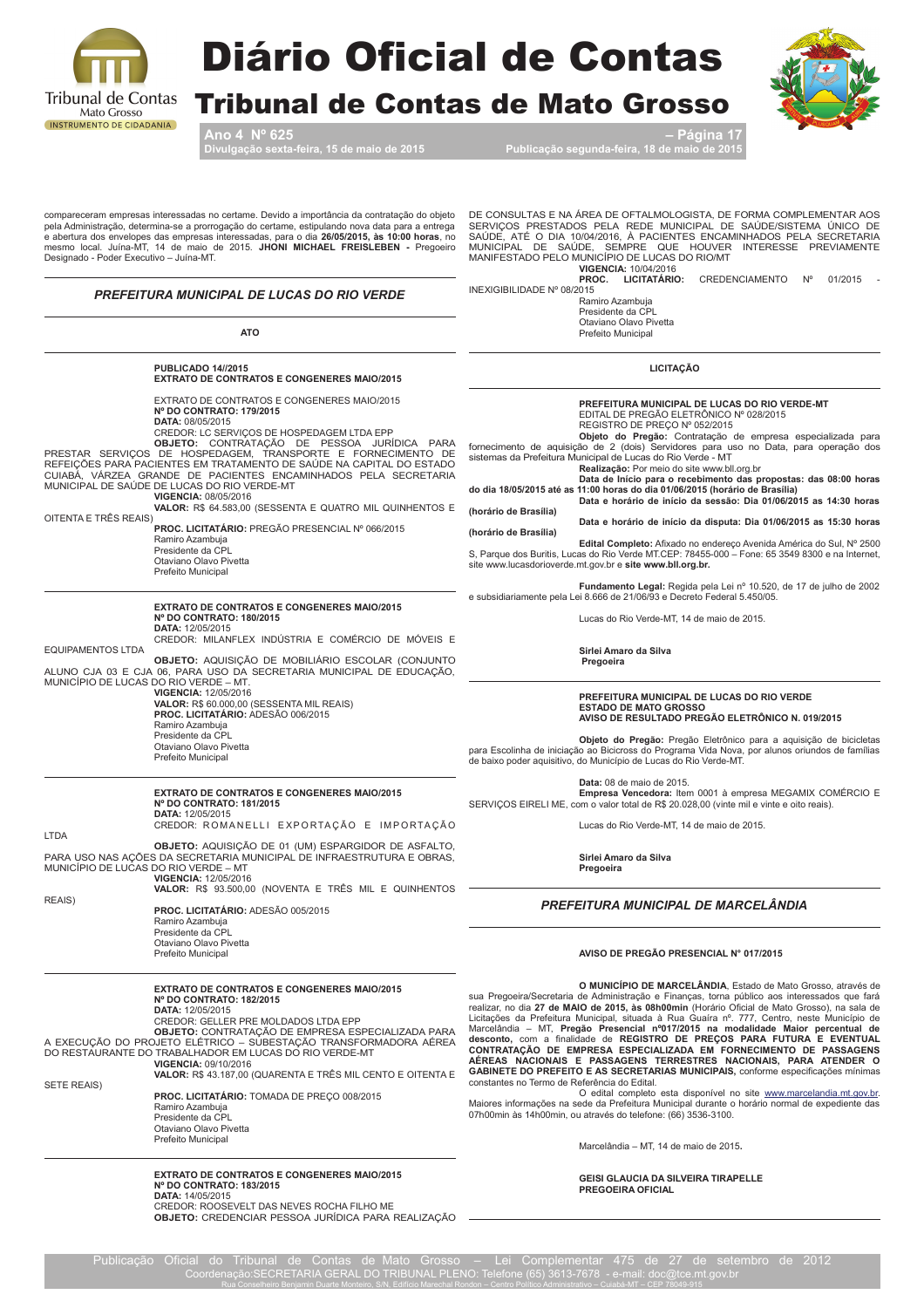compareceram empresas interessadas no certame. Devido a importância da contratação do objeto pela Administração, determina-se a prorrogação do certame, estipulando nova data para a entrega e abertura dos envelopes das empresas interessadas, para o dia **26/05/2015, às 10:00 horas**, no mesmo local. Juína-MT, 14 de maio de 2015. **JHONI MICHAEL FREISLEBEN -** Pregoeiro Designado - Poder Executivo – Juína-MT.

## *PREFEITURA MUNICIPAL DE LUCAS DO RIO VERDE*

### ATO

**PUBLICADO 14//2015**
**EXTRATO DE CONTRATOS E CONGENERES MAIO/2015**

EXTRATO DE CONTRATOS E CONGENERES MAIO/2015
**Nº DO CONTRATO: 179/2015**
**DATA:** 08/05/2015
CREDOR: LC SERVIÇOS DE HOSPEDAGEM LTDA EPP
**OBJETO:** CONTRATAÇÃO DE PESSOA JURÍDICA PARA PRESTAR SERVIÇOS DE HOSPEDAGEM, TRANSPORTE E FORNECIMENTO DE REFEIÇÕES PARA PACIENTES EM TRATAMENTO DE SAÚDE NA CAPITAL DO ESTADO CUIABÁ, VÁRZEA GRANDE DE PACIENTES ENCAMINHADOS PELA SECRETARIA MUNICIPAL DE SAÚDE DE LUCAS DO RIO VERDE-MT
**VIGENCIA:** 08/05/2016
**VALOR:** R$ 64.583,00 (SESSENTA E QUATRO MIL QUINHENTOS E OITENTA E TRÊS REAIS)
**PROC. LICITATÁRIO:** PREGÃO PRESENCIAL Nº 066/2015
Ramiro Azambuja
Presidente da CPL
Otaviano Olavo Pivetta
Prefeito Municipal

**EXTRATO DE CONTRATOS E CONGENERES MAIO/2015**
**Nº DO CONTRATO: 180/2015**
**DATA:** 12/05/2015
CREDOR: MILANFLEX INDÚSTRIA E COMÉRCIO DE MÓVEIS E EQUIPAMENTOS LTDA
**OBJETO:** AQUISIÇÃO DE MOBILIÁRIO ESCOLAR (CONJUNTO ALUNO CJA 03 E CJA 06, PARA USO DA SECRETARIA MUNICIPAL DE EDUCAÇÃO, MUNICÍPIO DE LUCAS DO RIO VERDE – MT.
**VIGENCIA:** 12/05/2016
**VALOR:** R$ 60.000,00 (SESSENTA MIL REAIS)
**PROC. LICITATÁRIO:** ADESÃO 006/2015
Ramiro Azambuja
Presidente da CPL
Otaviano Olavo Pivetta
Prefeito Municipal

**EXTRATO DE CONTRATOS E CONGENERES MAIO/2015**
**Nº DO CONTRATO: 181/2015**
**DATA:** 12/05/2015
CREDOR: ROMANELLI EXPORTAÇÃO E IMPORTAÇÃO LTDA
**OBJETO:** AQUISIÇÃO DE 01 (UM) ESPARGIDOR DE ASFALTO, PARA USO NAS AÇÕES DA SECRETARIA MUNICIPAL DE INFRAESTRUTURA E OBRAS, MUNICÍPIO DE LUCAS DO RIO VERDE – MT
**VIGENCIA:** 12/05/2016
**VALOR:** R$ 93.500,00 (NOVENTA E TRÊS MIL E QUINHENTOS REAIS)
**PROC. LICITATÁRIO:** ADESÃO 005/2015
Ramiro Azambuja
Presidente da CPL
Otaviano Olavo Pivetta
Prefeito Municipal

**EXTRATO DE CONTRATOS E CONGENERES MAIO/2015**
**Nº DO CONTRATO: 182/2015**
**DATA:** 12/05/2015
CREDOR: GELLER PRE MOLDADOS LTDA EPP
**OBJETO:** CONTRATAÇÃO DE EMPRESA ESPECIALIZADA PARA A EXECUÇÃO DO PROJETO ELÉTRICO – SUBESTAÇÃO TRANSFORMADORA AÉREA DO RESTAURANTE DO TRABALHADOR EM LUCAS DO RIO VERDE-MT
**VIGENCIA:** 09/10/2016
**VALOR:** R$ 43.187,00 (QUARENTA E TRÊS MIL CENTO E OITENTA E SETE REAIS)
**PROC. LICITATÁRIO:** TOMADA DE PREÇO 008/2015
Ramiro Azambuja
Presidente da CPL
Otaviano Olavo Pivetta
Prefeito Municipal

**EXTRATO DE CONTRATOS E CONGENERES MAIO/2015**
**Nº DO CONTRATO: 183/2015**
**DATA:** 14/05/2015
CREDOR: ROOSEVELT DAS NEVES ROCHA FILHO ME
**OBJETO:** CREDENCIAR PESSOA JURÍDICA PARA REALIZAÇÃO DE CONSULTAS E NA ÁREA DE OFTALMOLOGISTA, DE FORMA COMPLEMENTAR AOS SERVIÇOS PRESTADOS PELA REDE MUNICIPAL DE SAÚDE/SISTEMA ÚNICO DE SAÚDE, ATÉ O DIA 10/04/2016, À PACIENTES ENCAMINHADOS PELA SECRETARIA MUNICIPAL DE SAÚDE, SEMPRE QUE HOUVER INTERESSE PREVIAMENTE MANIFESTADO PELO MUNICÍPIO DE LUCAS DO RIO/MT
**VIGENCIA:** 10/04/2016
**PROC. LICITATÁRIO:** CREDENCIAMENTO Nº 01/2015 - INEXIGIBILIDADE Nº 08/2015
Ramiro Azambuja
Presidente da CPL
Otaviano Olavo Pivetta
Prefeito Municipal

### LICITAÇÃO

**PREFEITURA MUNICIPAL DE LUCAS DO RIO VERDE-MT**
EDITAL DE PREGÃO ELETRÔNICO Nº 028/2015
REGISTRO DE PREÇO Nº 052/2015
**Objeto do Pregão:** Contratação de empresa especializada para fornecimento de aquisição de 2 (dois) Servidores para uso no Data, para operação dos sistemas da Prefeitura Municipal de Lucas do Rio Verde - MT
**Realização:** Por meio do site www.bll.org.br
**Data de Início para o recebimento das propostas: das 08:00 horas do dia 18/05/2015 até as 11:00 horas do dia 01/06/2015 (horário de Brasília)**
**Data e horário de início da sessão: Dia 01/06/2015 as 14:30 horas (horário de Brasília)**
**Data e horário de início da disputa: Dia 01/06/2015 as 15:30 horas (horário de Brasília)**
**Edital Completo:** Afixado no endereço Avenida América do Sul, Nº 2500 S, Parque dos Buritis, Lucas do Rio Verde MT.CEP: 78455-000 – Fone: 65 3549 8300 e na Internet, site www.lucasdorioverde.mt.gov.br e **site www.bll.org.br.**

**Fundamento Legal:** Regida pela Lei nº 10.520, de 17 de julho de 2002 e subsidiariamente pela Lei 8.666 de 21/06/93 e Decreto Federal 5.450/05.

Lucas do Rio Verde-MT, 14 de maio de 2015.

**Sirlei Amaro da Silva**
**Pregoeira**

**PREFEITURA MUNICIPAL DE LUCAS DO RIO VERDE**
**ESTADO DE MATO GROSSO**
**AVISO DE RESULTADO PREGÃO ELETRÔNICO N. 019/2015**

**Objeto do Pregão:** Pregão Eletrônico para a aquisição de bicicletas para Escolinha de iniciação ao Bicicross do Programa Vida Nova, por alunos oriundos de famílias de baixo poder aquisitivo, do Município de Lucas do Rio Verde-MT.

**Data:** 08 de maio de 2015.
**Empresa Vencedora:** Item 0001 à empresa MEGAMIX COMÉRCIO E SERVIÇOS EIRELI ME, com o valor total de R$ 20.028,00 (vinte mil e vinte e oito reais).

Lucas do Rio Verde-MT, 14 de maio de 2015.

**Sirlei Amaro da Silva**
**Pregoeira**

## *PREFEITURA MUNICIPAL DE MARCELÂNDIA*

**AVISO DE PREGÃO PRESENCIAL Nº 017/2015**

**O MUNICÍPIO DE MARCELÂNDIA**, Estado de Mato Grosso, através de sua Pregoeira/Secretaria de Administração e Finanças, torna público aos interessados que fará realizar, no dia **27 de MAIO de 2015, às 08h00min** (Horário Oficial de Mato Grosso), na sala de Licitações da Prefeitura Municipal, situada à Rua Guaíra nº. 777, Centro, neste Município de Marcelândia – MT, **Pregão Presencial nº017/2015 na modalidade Maior percentual de desconto,** com a finalidade de **REGISTRO DE PREÇOS PARA FUTURA E EVENTUAL CONTRATAÇÃO DE EMPRESA ESPECIALIZADA EM FORNECIMENTO DE PASSAGENS AÉREAS NACIONAIS E PASSAGENS TERRESTRES NACIONAIS, PARA ATENDER O GABINETE DO PREFEITO E AS SECRETARIAS MUNICIPAIS,** conforme especificações mínimas constantes no Termo de Referência do Edital.

O edital completo esta disponível no site www.marcelandia.mt.gov.br. Maiores informações na sede da Prefeitura Municipal durante o horário normal de expediente das 07h00min às 14h00min, ou através do telefone: (66) 3536-3100.

Marcelândia – MT, 14 de maio de 2015.

**GEISI GLAUCIA DA SILVEIRA TIRAPELLE**
**PREGOEIRA OFICIAL**